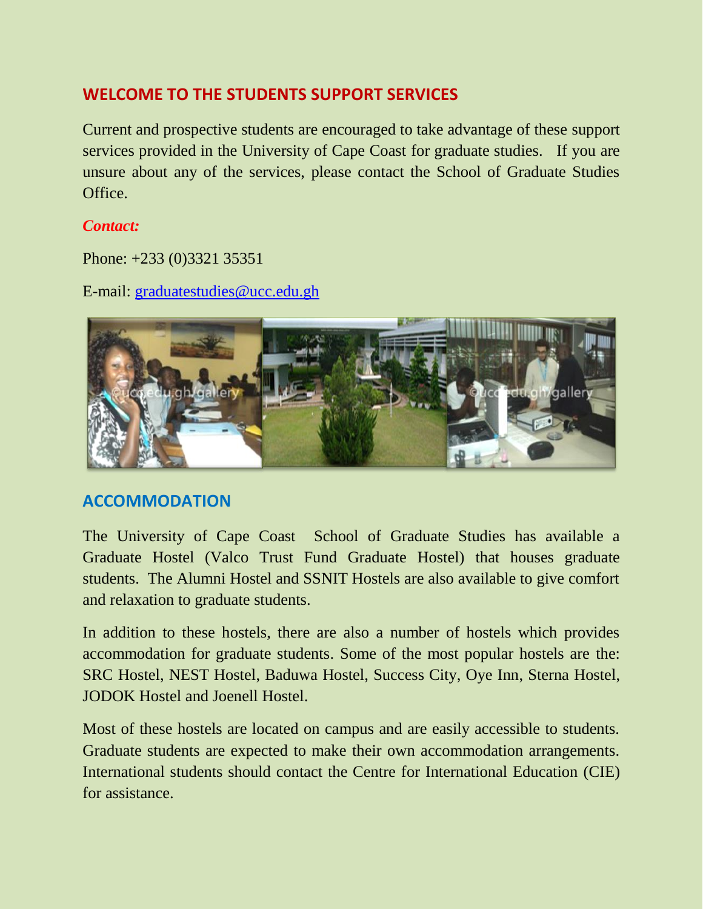## WELCOME TO THE STUDENTS SUPPORT SERVICES

Current and prospective students are encouraged to take advantage of these support services provided in the University of Cape Coast for graduate studies. If you are unsure about any of the services, please contact the School of Graduate Studies Office.

***Contact:***

Phone: +233 (0)3321 35351

E-mail: graduatestudies@ucc.edu.gh

## ACCOMMODATION

The University of Cape Coast School of Graduate Studies has available a Graduate Hostel (Valco Trust Fund Graduate Hostel) that houses graduate students. The Alumni Hostel and SSNIT Hostels are also available to give comfort and relaxation to graduate students.

In addition to these hostels, there are also a number of hostels which provides accommodation for graduate students. Some of the most popular hostels are the: SRC Hostel, NEST Hostel, Baduwa Hostel, Success City, Oye Inn, Sterna Hostel, JODOK Hostel and Joenell Hostel.

Most of these hostels are located on campus and are easily accessible to students. Graduate students are expected to make their own accommodation arrangements. International students should contact the Centre for International Education (CIE) for assistance.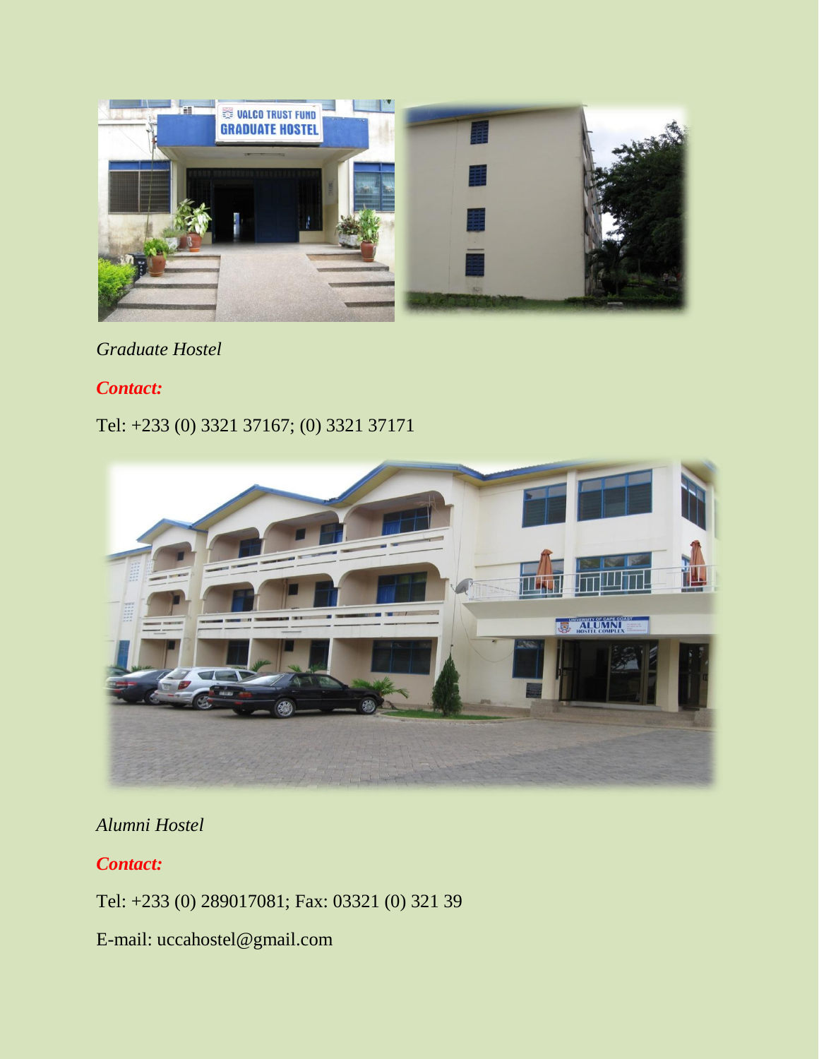*Graduate Hostel*

***Contact:***

Tel: +233 (0) 3321 37167; (0) 3321 37171

*Alumni Hostel*

***Contact:***

Tel: +233 (0) 289017081; Fax: 03321 (0) 321 39

E-mail: uccahostel@gmail.com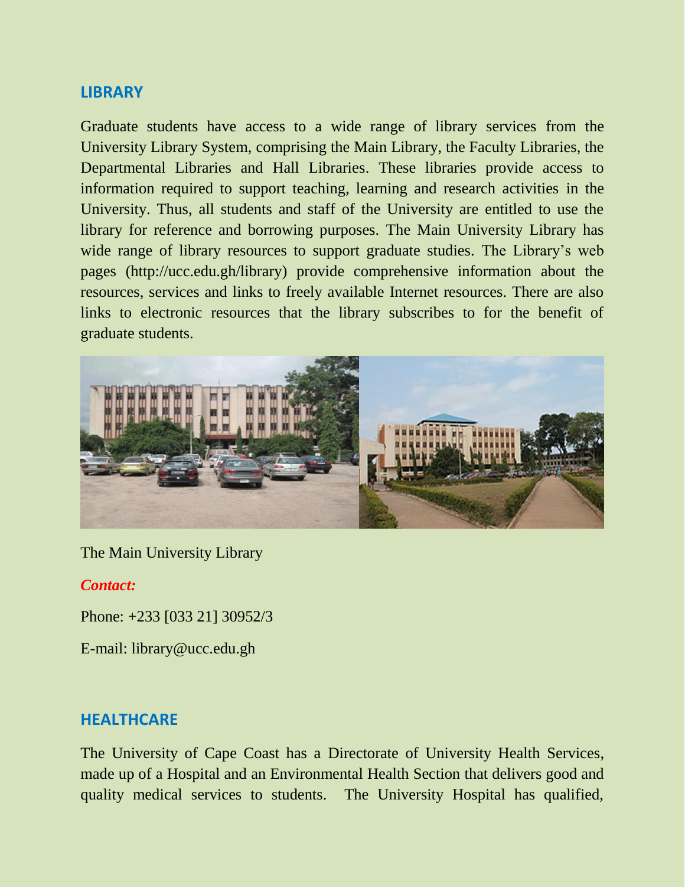## LIBRARY

Graduate students have access to a wide range of library services from the University Library System, comprising the Main Library, the Faculty Libraries, the Departmental Libraries and Hall Libraries. These libraries provide access to information required to support teaching, learning and research activities in the University. Thus, all students and staff of the University are entitled to use the library for reference and borrowing purposes. The Main University Library has wide range of library resources to support graduate studies. The Library's web pages (http://ucc.edu.gh/library) provide comprehensive information about the resources, services and links to freely available Internet resources. There are also links to electronic resources that the library subscribes to for the benefit of graduate students.

The Main University Library

***Contact:***

Phone: +233 [033 21] 30952/3

E-mail: library@ucc.edu.gh

## HEALTHCARE

The University of Cape Coast has a Directorate of University Health Services, made up of a Hospital and an Environmental Health Section that delivers good and quality medical services to students. The University Hospital has qualified,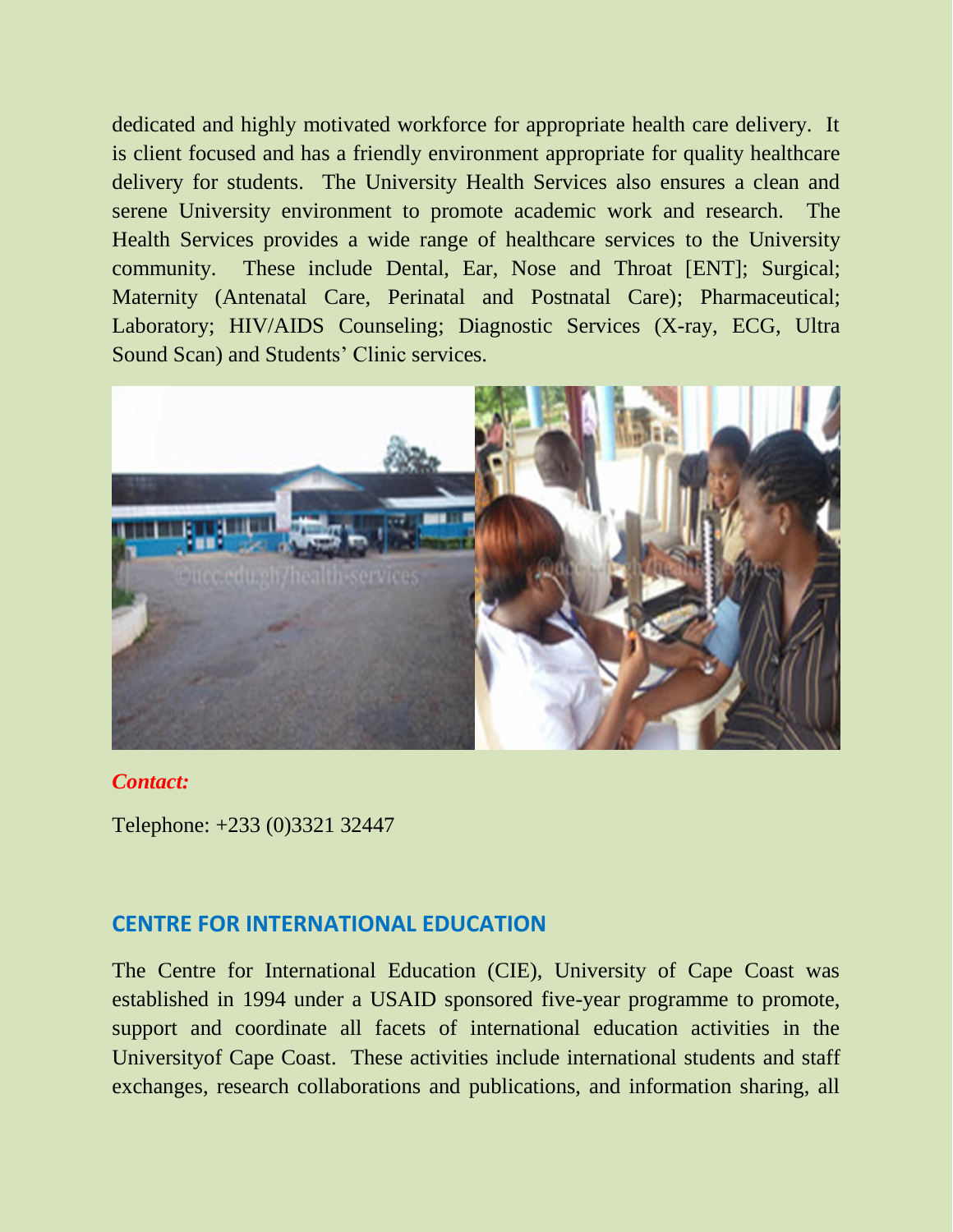dedicated and highly motivated workforce for appropriate health care delivery. It is client focused and has a friendly environment appropriate for quality healthcare delivery for students. The University Health Services also ensures a clean and serene University environment to promote academic work and research. The Health Services provides a wide range of healthcare services to the University community. These include Dental, Ear, Nose and Throat [ENT]; Surgical; Maternity (Antenatal Care, Perinatal and Postnatal Care); Pharmaceutical; Laboratory; HIV/AIDS Counseling; Diagnostic Services (X-ray, ECG, Ultra Sound Scan) and Students' Clinic services.

***Contact:***

Telephone: +233 (0)3321 32447

## CENTRE FOR INTERNATIONAL EDUCATION

The Centre for International Education (CIE), University of Cape Coast was established in 1994 under a USAID sponsored five-year programme to promote, support and coordinate all facets of international education activities in the Universityof Cape Coast. These activities include international students and staff exchanges, research collaborations and publications, and information sharing, all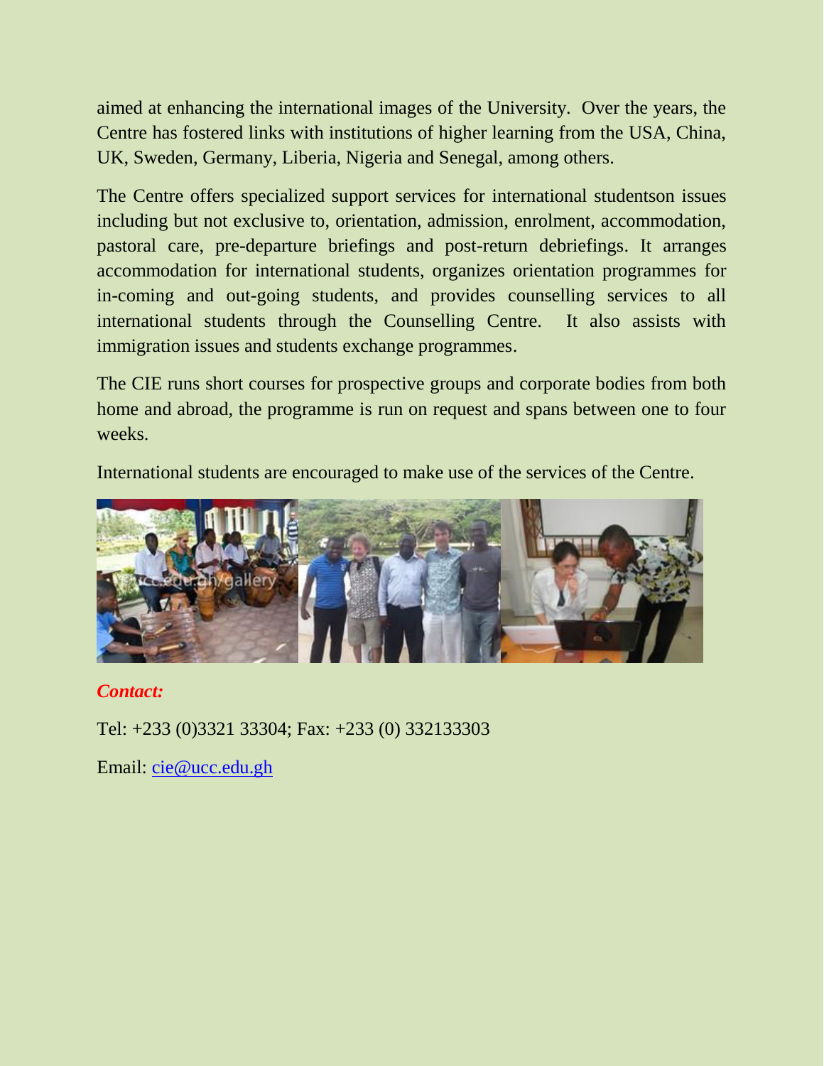aimed at enhancing the international images of the University. Over the years, the Centre has fostered links with institutions of higher learning from the USA, China, UK, Sweden, Germany, Liberia, Nigeria and Senegal, among others.

The Centre offers specialized support services for international studentson issues including but not exclusive to, orientation, admission, enrolment, accommodation, pastoral care, pre-departure briefings and post-return debriefings. It arranges accommodation for international students, organizes orientation programmes for in-coming and out-going students, and provides counselling services to all international students through the Counselling Centre. It also assists with immigration issues and students exchange programmes.

The CIE runs short courses for prospective groups and corporate bodies from both home and abroad, the programme is run on request and spans between one to four weeks.

International students are encouraged to make use of the services of the Centre.

***Contact:***

Tel: +233 (0)3321 33304; Fax: +233 (0) 332133303

Email: cie@ucc.edu.gh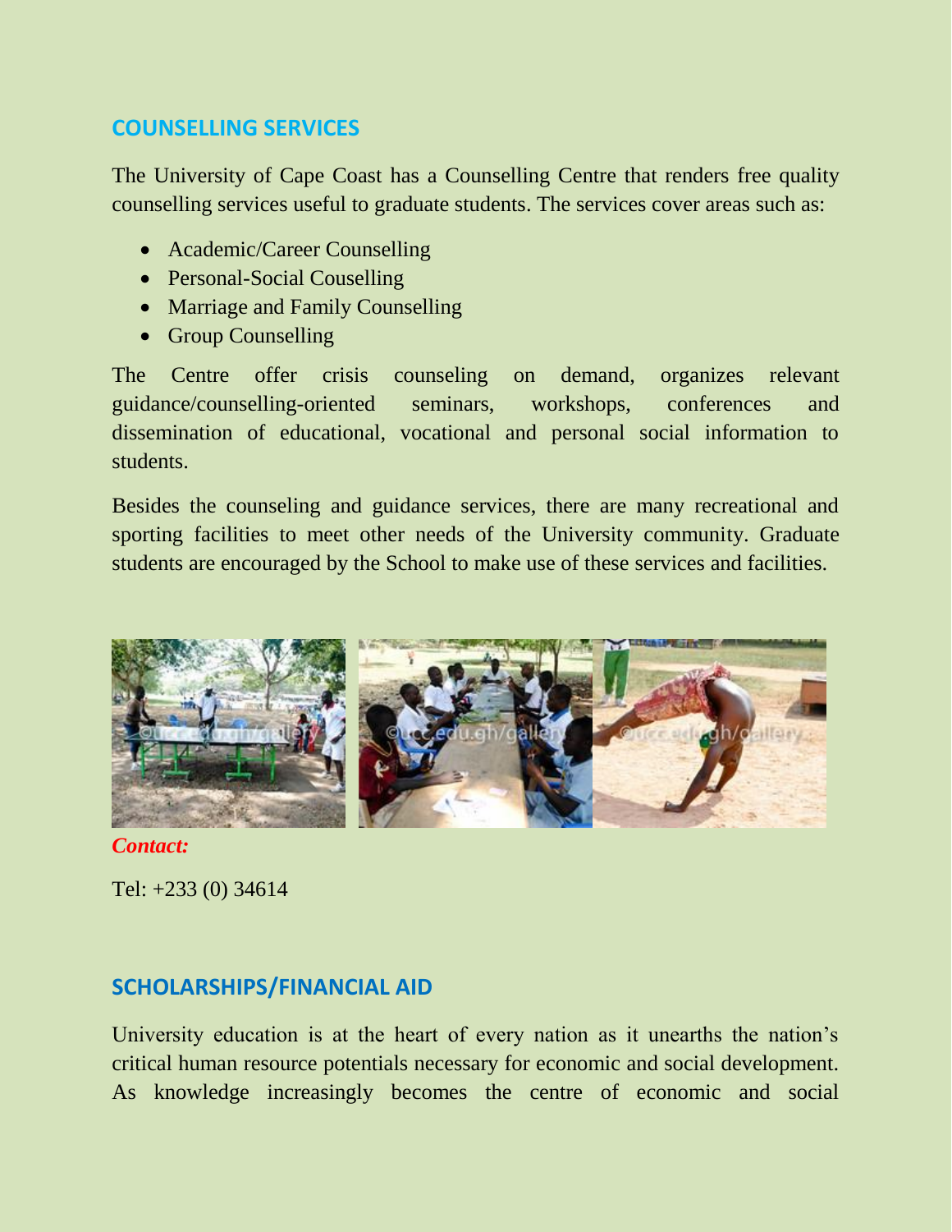## COUNSELLING SERVICES

The University of Cape Coast has a Counselling Centre that renders free quality counselling services useful to graduate students. The services cover areas such as:

- Academic/Career Counselling
- Personal-Social Couselling
- Marriage and Family Counselling
- Group Counselling

The Centre offer crisis counseling on demand, organizes relevant guidance/counselling-oriented seminars, workshops, conferences and dissemination of educational, vocational and personal social information to students.

Besides the counseling and guidance services, there are many recreational and sporting facilities to meet other needs of the University community. Graduate students are encouraged by the School to make use of these services and facilities.

***Contact:***

Tel: +233 (0) 34614

## SCHOLARSHIPS/FINANCIAL AID

University education is at the heart of every nation as it unearths the nation's critical human resource potentials necessary for economic and social development. As knowledge increasingly becomes the centre of economic and social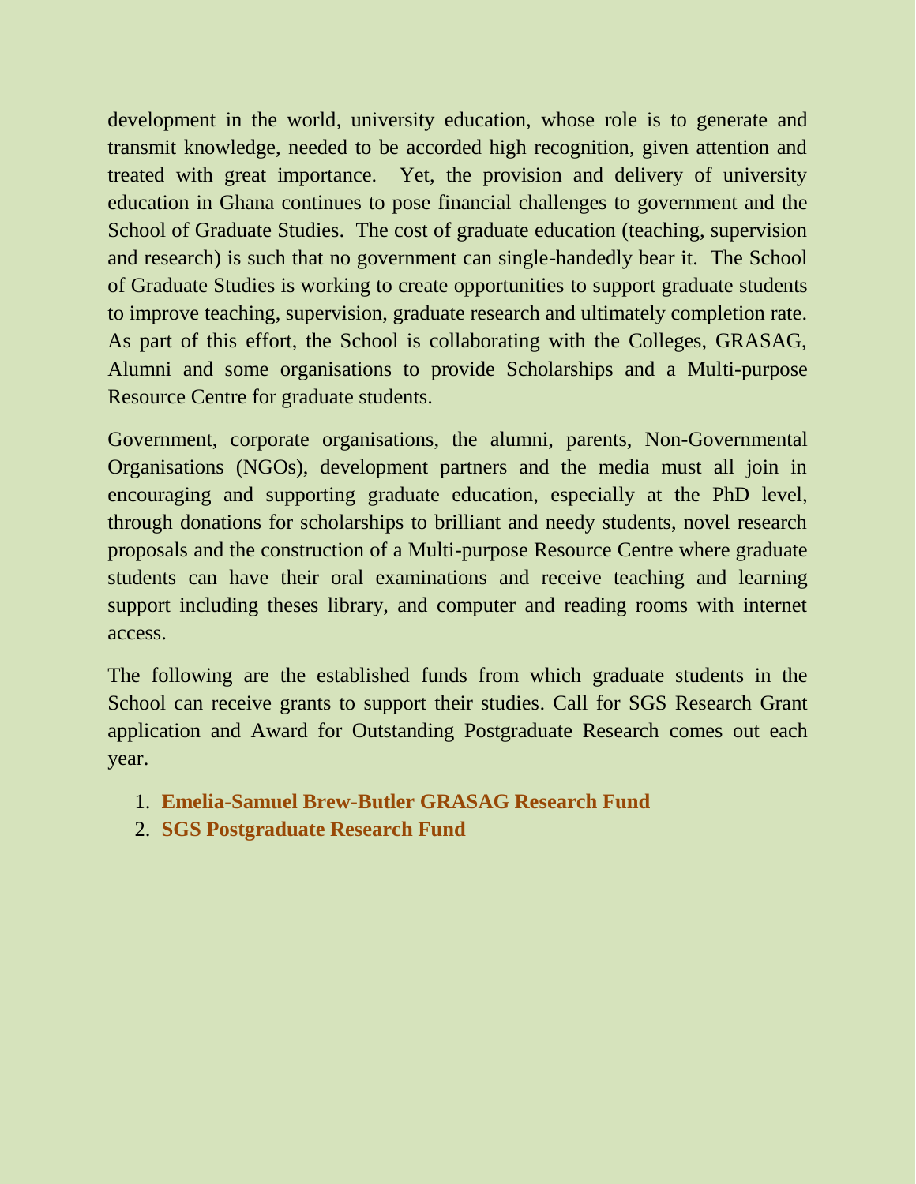development in the world, university education, whose role is to generate and transmit knowledge, needed to be accorded high recognition, given attention and treated with great importance. Yet, the provision and delivery of university education in Ghana continues to pose financial challenges to government and the School of Graduate Studies. The cost of graduate education (teaching, supervision and research) is such that no government can single-handedly bear it. The School of Graduate Studies is working to create opportunities to support graduate students to improve teaching, supervision, graduate research and ultimately completion rate. As part of this effort, the School is collaborating with the Colleges, GRASAG, Alumni and some organisations to provide Scholarships and a Multi-purpose Resource Centre for graduate students.

Government, corporate organisations, the alumni, parents, Non-Governmental Organisations (NGOs), development partners and the media must all join in encouraging and supporting graduate education, especially at the PhD level, through donations for scholarships to brilliant and needy students, novel research proposals and the construction of a Multi-purpose Resource Centre where graduate students can have their oral examinations and receive teaching and learning support including theses library, and computer and reading rooms with internet access.

The following are the established funds from which graduate students in the School can receive grants to support their studies. Call for SGS Research Grant application and Award for Outstanding Postgraduate Research comes out each year.

1. **Emelia-Samuel Brew-Butler GRASAG Research Fund**
2. **SGS Postgraduate Research Fund**